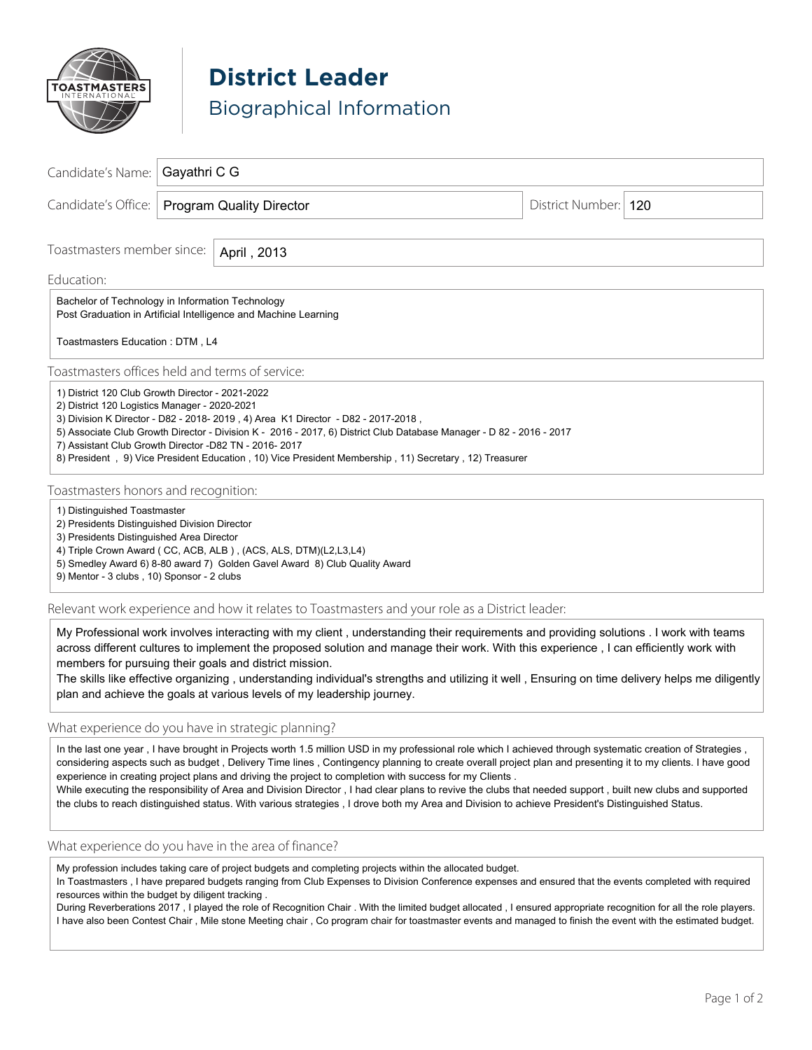# District Leader

## Biographical Information

Candidate's Name: Gayathri C G

Candidate's Office: Program Quality Director

District Number: 120

Toastmasters member since: April , 2013

**Education:**

Bachelor of Technology in Information Technology
Post Graduation in Artificial Intelligence and Machine Learning

Toastmasters Education : DTM , L4

**Toastmasters offices held and terms of service:**

1) District 120 Club Growth Director - 2021-2022
2) District 120 Logistics Manager - 2020-2021
3) Division K Director - D82 - 2018- 2019 , 4) Area K1 Director - D82 - 2017-2018 ,
5) Associate Club Growth Director - Division K - 2016 - 2017, 6) District Club Database Manager - D 82 - 2016 - 2017
7) Assistant Club Growth Director -D82 TN - 2016- 2017
8) President , 9) Vice President Education , 10) Vice President Membership , 11) Secretary , 12) Treasurer

**Toastmasters honors and recognition:**

1) Distinguished Toastmaster
2) Presidents Distinguished Division Director
3) Presidents Distinguished Area Director
4) Triple Crown Award ( CC, ACB, ALB ) , (ACS, ALS, DTM)(L2,L3,L4)
5) Smedley Award 6) 8-80 award 7) Golden Gavel Award 8) Club Quality Award
9) Mentor - 3 clubs , 10) Sponsor - 2 clubs

**Relevant work experience and how it relates to Toastmasters and your role as a District leader:**

My Professional work involves interacting with my client , understanding their requirements and providing solutions . I work with teams across different cultures to implement the proposed solution and manage their work. With this experience , I can efficiently work with members for pursuing their goals and district mission.
The skills like effective organizing , understanding individual's strengths and utilizing it well , Ensuring on time delivery helps me diligently plan and achieve the goals at various levels of my leadership journey.

**What experience do you have in strategic planning?**

In the last one year , I have brought in Projects worth 1.5 million USD in my professional role which I achieved through systematic creation of Strategies , considering aspects such as budget , Delivery Time lines , Contingency planning to create overall project plan and presenting it to my clients. I have good experience in creating project plans and driving the project to completion with success for my Clients .
While executing the responsibility of Area and Division Director , I had clear plans to revive the clubs that needed support , built new clubs and supported the clubs to reach distinguished status. With various strategies , I drove both my Area and Division to achieve President's Distinguished Status.

**What experience do you have in the area of finance?**

My profession includes taking care of project budgets and completing projects within the allocated budget.
In Toastmasters , I have prepared budgets ranging from Club Expenses to Division Conference expenses and ensured that the events completed with required resources within the budget by diligent tracking .
During Reverberations 2017 , I played the role of Recognition Chair . With the limited budget allocated , I ensured appropriate recognition for all the role players. I have also been Contest Chair , Mile stone Meeting chair , Co program chair for toastmaster events and managed to finish the event with the estimated budget.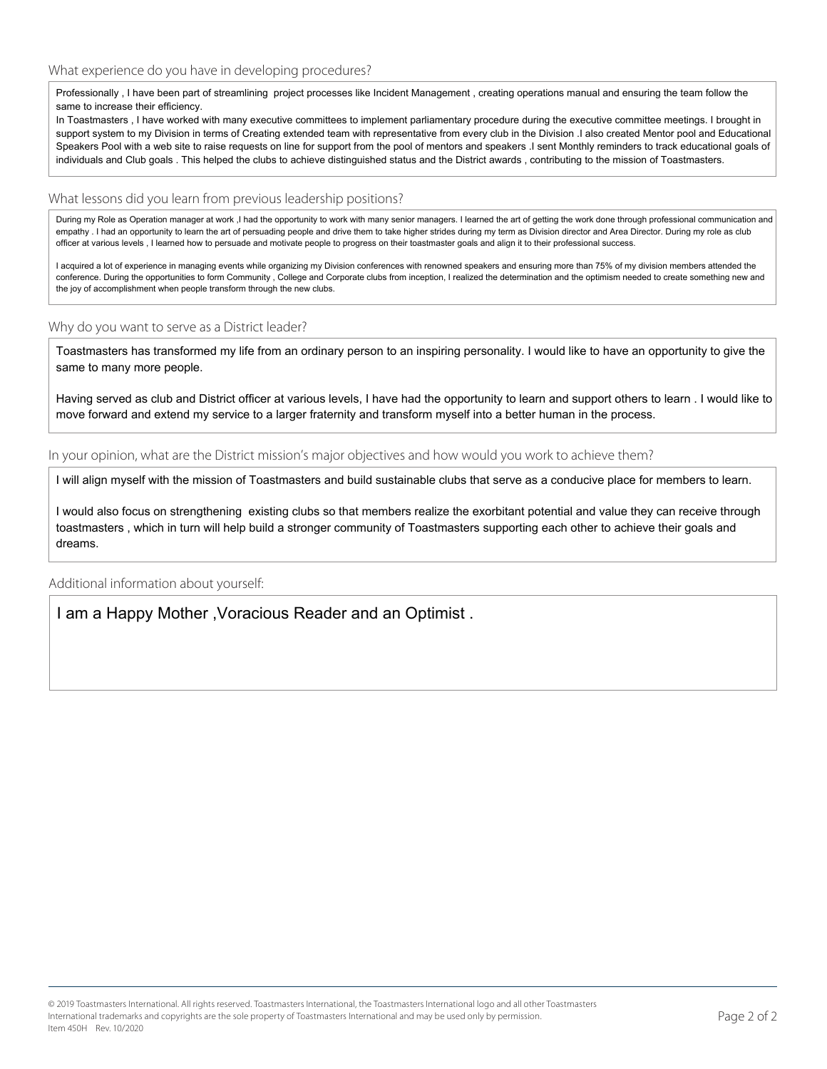## What experience do you have in developing procedures?

Professionally , I have been part of streamlining project processes like Incident Management , creating operations manual and ensuring the team follow the same to increase their efficiency.
In Toastmasters , I have worked with many executive committees to implement parliamentary procedure during the executive committee meetings. I brought in support system to my Division in terms of Creating extended team with representative from every club in the Division .I also created Mentor pool and Educational Speakers Pool with a web site to raise requests on line for support from the pool of mentors and speakers .I sent Monthly reminders to track educational goals of individuals and Club goals . This helped the clubs to achieve distinguished status and the District awards , contributing to the mission of Toastmasters.

## What lessons did you learn from previous leadership positions?

During my Role as Operation manager at work ,I had the opportunity to work with many senior managers. I learned the art of getting the work done through professional communication and empathy . I had an opportunity to learn the art of persuading people and drive them to take higher strides during my term as Division director and Area Director. During my role as club officer at various levels , I learned how to persuade and motivate people to progress on their toastmaster goals and align it to their professional success.

I acquired a lot of experience in managing events while organizing my Division conferences with renowned speakers and ensuring more than 75% of my division members attended the conference. During the opportunities to form Community , College and Corporate clubs from inception, I realized the determination and the optimism needed to create something new and the joy of accomplishment when people transform through the new clubs.

## Why do you want to serve as a District leader?

Toastmasters has transformed my life from an ordinary person to an inspiring personality. I would like to have an opportunity to give the same to many more people.

Having served as club and District officer at various levels, I have had the opportunity to learn and support others to learn . I would like to move forward and extend my service to a larger fraternity and transform myself into a better human in the process.

## In your opinion, what are the District mission's major objectives and how would you work to achieve them?

I will align myself with the mission of Toastmasters and build sustainable clubs that serve as a conducive place for members to learn.

I would also focus on strengthening existing clubs so that members realize the exorbitant potential and value they can receive through toastmasters , which in turn will help build a stronger community of Toastmasters supporting each other to achieve their goals and dreams.

## Additional information about yourself:

I am a Happy Mother ,Voracious Reader and an Optimist .

© 2019 Toastmasters International. All rights reserved. Toastmasters International, the Toastmasters International logo and all other Toastmasters International trademarks and copyrights are the sole property of Toastmasters International and may be used only by permission.
Item 450H Rev. 10/2020